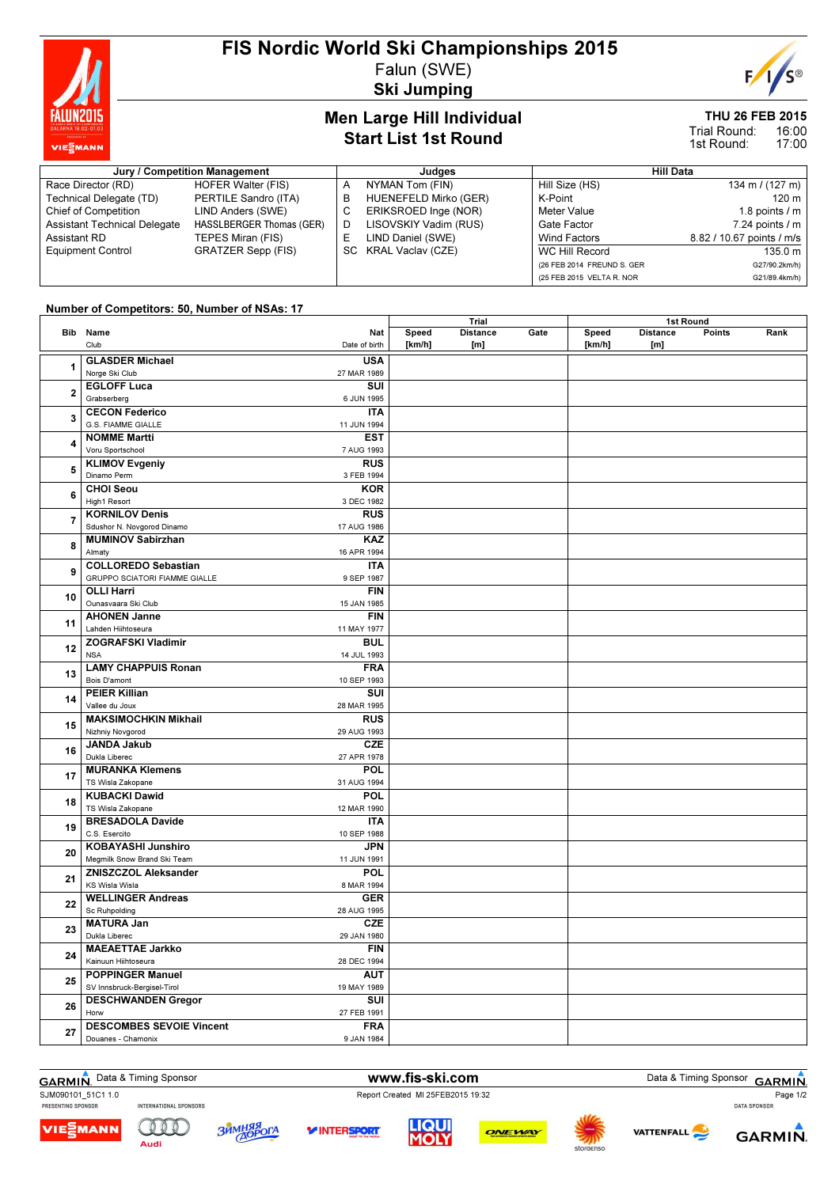# FIS Nordic World Ski Championships 2015

Falun (SWE)

**Ski Jumping**

## Men Large Hill Individual
## Start List 1st Round

**THU 26 FEB 2015**
Trial Round: 16:00
1st Round: 17:00

| Jury / Competition Management | | Judges | | Hill Data | |
|---|---|---|---|---|---|
| Race Director (RD) | HOFER Walter (FIS) | A | NYMAN Tom (FIN) | Hill Size (HS) | 134 m / (127 m) |
| Technical Delegate (TD) | PERTILE Sandro (ITA) | B | HUENEFELD Mirko (GER) | K-Point | 120 m |
| Chief of Competition | LIND Anders (SWE) | C | ERIKSROED Inge (NOR) | Meter Value | 1.8 points / m |
| Assistant Technical Delegate | HASSLBERGER Thomas (GER) | D | LISOVSKIY Vadim (RUS) | Gate Factor | 7.24 points / m |
| Assistant RD | TEPES Miran (FIS) | E | LIND Daniel (SWE) | Wind Factors | 8.82 / 10.67 points / m/s |
| Equipment Control | GRATZER Sepp (FIS) | SC | KRAL Vaclav (CZE) | WC Hill Record | 135.0 m |
| | | | | (26 FEB 2014 FREUND S. GER | G27/90.2km/h) |
| | | | | (25 FEB 2015 VELTA R. NOR | G21/89.4km/h) |

**Number of Competitors: 50, Number of NSAs: 17**

| Bib | Name / Club | Nat / Date of birth | Trial Speed [km/h] | Trial Distance [m] | Trial Gate | 1st Round Speed [km/h] | 1st Round Distance [m] | 1st Round Points | 1st Round Rank |
|---|---|---|---|---|---|---|---|---|---|
| 1 | GLASDER Michael<br>Norge Ski Club | USA<br>27 MAR 1989 | | | | | | | |
| 2 | EGLOFF Luca<br>Grabserberg | SUI<br>6 JUN 1995 | | | | | | | |
| 3 | CECON Federico<br>G.S. FIAMME GIALLE | ITA<br>11 JUN 1994 | | | | | | | |
| 4 | NOMME Martti<br>Voru Sportschool | EST<br>7 AUG 1993 | | | | | | | |
| 5 | KLIMOV Evgeniy<br>Dinamo Perm | RUS<br>3 FEB 1994 | | | | | | | |
| 6 | CHOI Seou<br>High1 Resort | KOR<br>3 DEC 1982 | | | | | | | |
| 7 | KORNILOV Denis<br>Sdushor N. Novgorod Dinamo | RUS<br>17 AUG 1986 | | | | | | | |
| 8 | MUMINOV Sabirzhan<br>Almaty | KAZ<br>16 APR 1994 | | | | | | | |
| 9 | COLLOREDO Sebastian<br>GRUPPO SCIATORI FIAMME GIALLE | ITA<br>9 SEP 1987 | | | | | | | |
| 10 | OLLI Harri<br>Ounasvaara Ski Club | FIN<br>15 JAN 1985 | | | | | | | |
| 11 | AHONEN Janne<br>Lahden Hiihtoseura | FIN<br>11 MAY 1977 | | | | | | | |
| 12 | ZOGRAFSKI Vladimir<br>NSA | BUL<br>14 JUL 1993 | | | | | | | |
| 13 | LAMY CHAPPUIS Ronan<br>Bois D'amont | FRA<br>10 SEP 1993 | | | | | | | |
| 14 | PEIER Killian<br>Vallee du Joux | SUI<br>28 MAR 1995 | | | | | | | |
| 15 | MAKSIMOCHKIN Mikhail<br>Nizhniy Novgorod | RUS<br>29 AUG 1993 | | | | | | | |
| 16 | JANDA Jakub<br>Dukla Liberec | CZE<br>27 APR 1978 | | | | | | | |
| 17 | MURANKA Klemens<br>TS Wisla Zakopane | POL<br>31 AUG 1994 | | | | | | | |
| 18 | KUBACKI Dawid<br>TS Wisla Zakopane | POL<br>12 MAR 1990 | | | | | | | |
| 19 | BRESADOLA Davide<br>C.S. Esercito | ITA<br>10 SEP 1988 | | | | | | | |
| 20 | KOBAYASHI Junshiro<br>Megmilk Snow Brand Ski Team | JPN<br>11 JUN 1991 | | | | | | | |
| 21 | ZNISZCZOL Aleksander<br>KS Wisla Wisla | POL<br>8 MAR 1994 | | | | | | | |
| 22 | WELLINGER Andreas<br>Sc Ruhpolding | GER<br>28 AUG 1995 | | | | | | | |
| 23 | MATURA Jan<br>Dukla Liberec | CZE<br>29 JAN 1980 | | | | | | | |
| 24 | MAEAETTAE Jarkko<br>Kainuun Hiihtoseura | FIN<br>28 DEC 1994 | | | | | | | |
| 25 | POPPINGER Manuel<br>SV Innsbruck-Bergisel-Tirol | AUT<br>19 MAY 1989 | | | | | | | |
| 26 | DESCHWANDEN Gregor<br>Horw | SUI<br>27 FEB 1991 | | | | | | | |
| 27 | DESCOMBES SEVOIE Vincent<br>Douanes - Chamonix | FRA<br>9 JAN 1984 | | | | | | | |

Data & Timing Sponsor GARMIN

www.fis-ski.com

SJM090101_51C1 1.0

Report Created MI 25FEB2015 19:32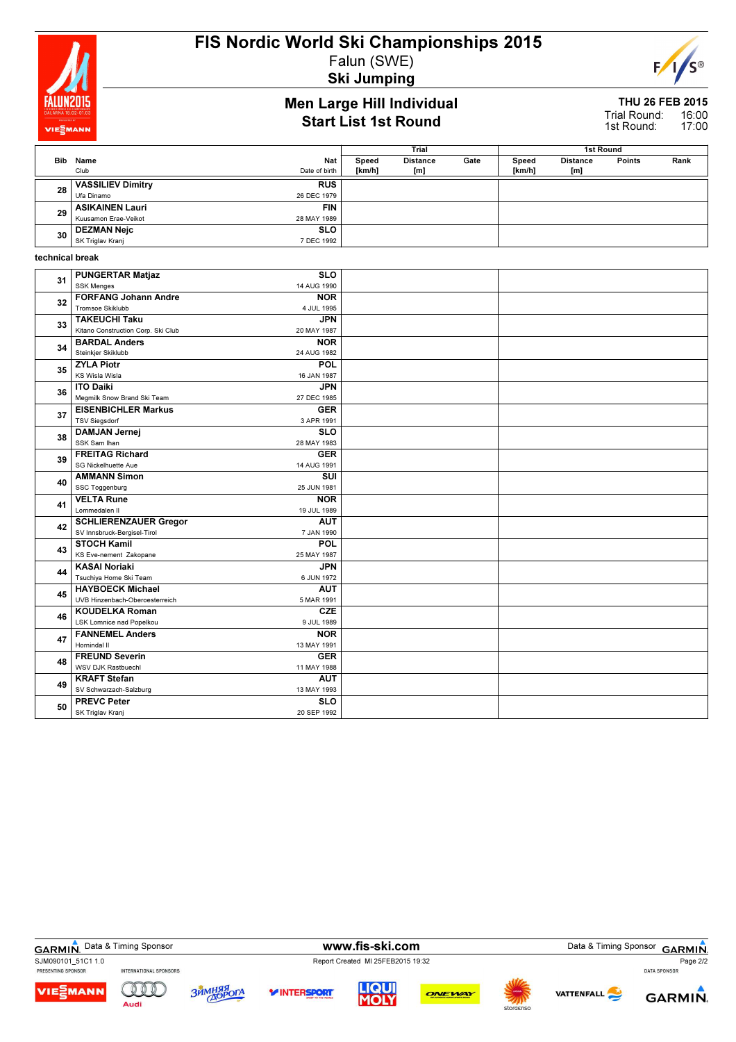# FIS Nordic World Ski Championships 2015

Falun (SWE)

**Ski Jumping**

## Men Large Hill Individual
## Start List 1st Round

THU 26 FEB 2015

Trial Round: 16:00

1st Round: 17:00

| Bib | Name / Club | Nat / Date of birth | Trial Speed [km/h] | Trial Distance [m] | Trial Gate | 1st Round Speed [km/h] | 1st Round Distance [m] | 1st Round Points | 1st Round Rank |
|---|---|---|---|---|---|---|---|---|---|
| 28 | **VASSILIEV Dimitry** Ufa Dinamo | **RUS** 26 DEC 1979 | | | | | | | |
| 29 | **ASIKAINEN Lauri** Kuusamon Erae-Veikot | **FIN** 28 MAY 1989 | | | | | | | |
| 30 | **DEZMAN Nejc** SK Triglav Kranj | **SLO** 7 DEC 1992 | | | | | | | |
| technical break | | | | | | | | | |
| 31 | **PUNGERTAR Matjaz** SSK Menges | **SLO** 14 AUG 1990 | | | | | | | |
| 32 | **FORFANG Johann Andre** Tromsoe Skiklubb | **NOR** 4 JUL 1995 | | | | | | | |
| 33 | **TAKEUCHI Taku** Kitano Construction Corp. Ski Club | **JPN** 20 MAY 1987 | | | | | | | |
| 34 | **BARDAL Anders** Steinkjer Skiklubb | **NOR** 24 AUG 1982 | | | | | | | |
| 35 | **ZYLA Piotr** KS Wisla Wisla | **POL** 16 JAN 1987 | | | | | | | |
| 36 | **ITO Daiki** Megmilk Snow Brand Ski Team | **JPN** 27 DEC 1985 | | | | | | | |
| 37 | **EISENBICHLER Markus** TSV Siegsdorf | **GER** 3 APR 1991 | | | | | | | |
| 38 | **DAMJAN Jernej** SSK Sam Ihan | **SLO** 28 MAY 1983 | | | | | | | |
| 39 | **FREITAG Richard** SG Nickelhuette Aue | **GER** 14 AUG 1991 | | | | | | | |
| 40 | **AMMANN Simon** SSC Toggenburg | **SUI** 25 JUN 1981 | | | | | | | |
| 41 | **VELTA Rune** Lommedalen II | **NOR** 19 JUL 1989 | | | | | | | |
| 42 | **SCHLIERENZAUER Gregor** SV Innsbruck-Bergisel-Tirol | **AUT** 7 JAN 1990 | | | | | | | |
| 43 | **STOCH Kamil** KS Eve-nement Zakopane | **POL** 25 MAY 1987 | | | | | | | |
| 44 | **KASAI Noriaki** Tsuchiya Home Ski Team | **JPN** 6 JUN 1972 | | | | | | | |
| 45 | **HAYBOECK Michael** UVB Hinzenbach-Oberoesterreich | **AUT** 5 MAR 1991 | | | | | | | |
| 46 | **KOUDELKA Roman** LSK Lomnice nad Popelkou | **CZE** 9 JUL 1989 | | | | | | | |
| 47 | **FANNEMEL Anders** Hornindal II | **NOR** 13 MAY 1991 | | | | | | | |
| 48 | **FREUND Severin** WSV DJK Rastbuechl | **GER** 11 MAY 1988 | | | | | | | |
| 49 | **KRAFT Stefan** SV Schwarzach-Salzburg | **AUT** 13 MAY 1993 | | | | | | | |
| 50 | **PREVC Peter** SK Triglav Kranj | **SLO** 20 SEP 1992 | | | | | | | |

Data & Timing Sponsor GARMIN

www.fis-ski.com

SJM090101_51C1 1.0

Report Created MI 25FEB2015 19:32